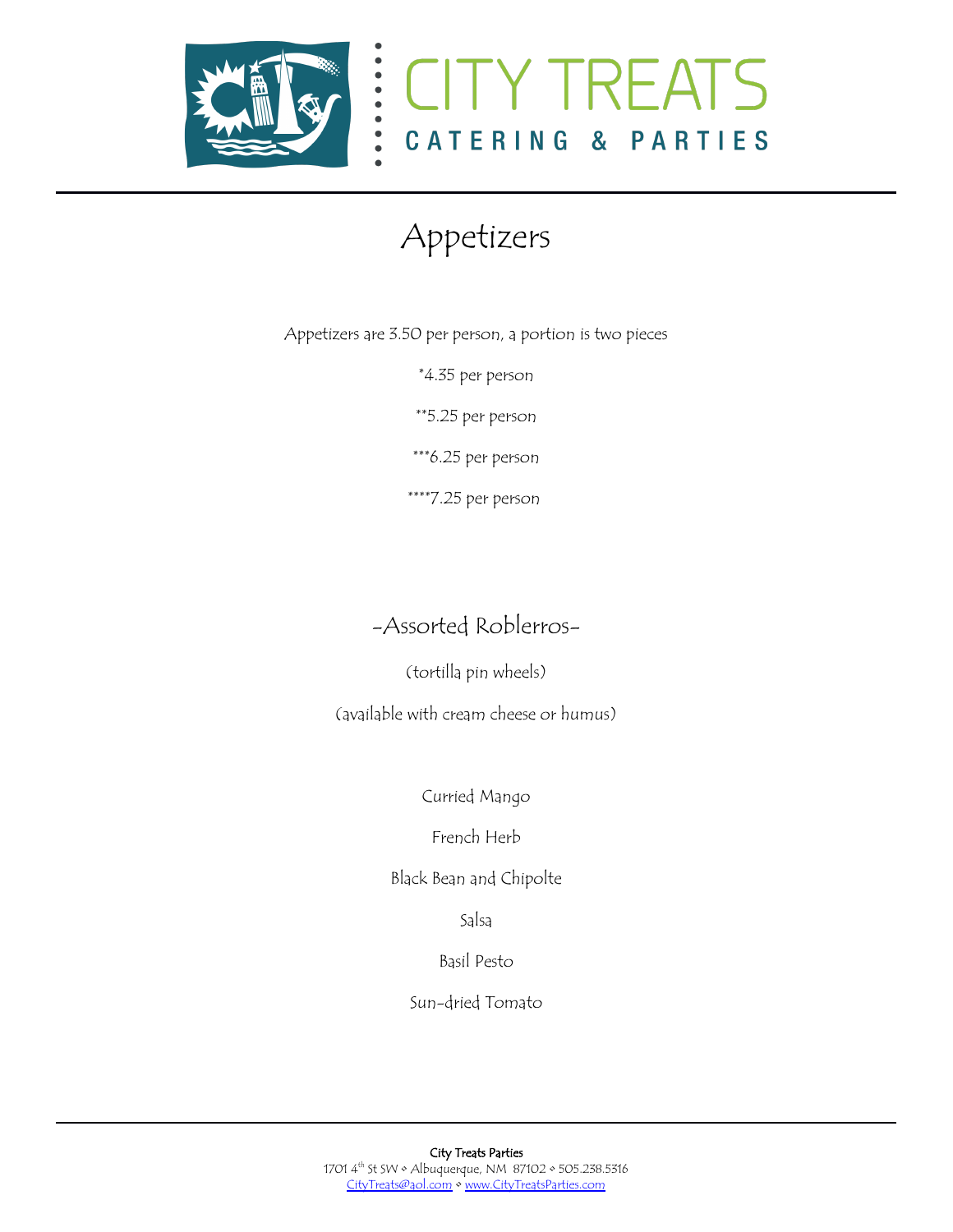# CITY TREATS

CATERING & PARTIES

## Appetizers

Appetizers are 3.50 per person, a portion is two pieces

*4.35 per person

**5.25 per person

***6.25 per person

****7.25 per person

### -Assorted Roblerros-

(tortilla pin wheels)

(available with cream cheese or humus)

Curried Mango

French Herb

Black Bean and Chipolte

Salsa

Basil Pesto

Sun-dried Tomato

City Treats Parties
1701 4th St SW ◊ Albuquerque, NM 87102 ◊ 505.238.5316
CityTreats@aol.com ◊ www.CityTreatsParties.com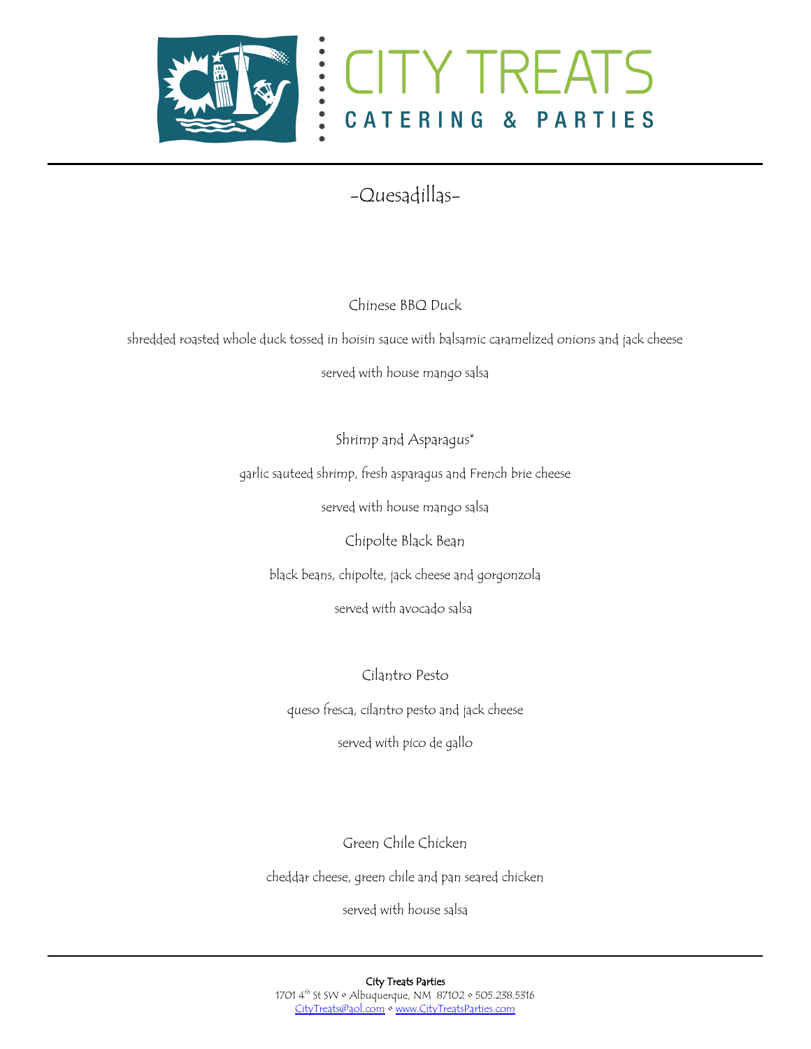CITY TREATS

CATERING & PARTIES

## -Quesadillas-

Chinese BBQ Duck

shredded roasted whole duck tossed in hoisin sauce with balsamic caramelized onions and jack cheese

served with house mango salsa

Shrimp and Asparagus*

garlic sauteed shrimp, fresh asparagus and French brie cheese

served with house mango salsa

Chipolte Black Bean

black beans, chipolte, jack cheese and gorgonzola

served with avocado salsa

Cilantro Pesto

queso fresca, cilantro pesto and jack cheese

served with pico de gallo

Green Chile Chicken

cheddar cheese, green chile and pan seared chicken

served with house salsa

City Treats Parties
1701 4th St SW ⋄ Albuquerque, NM 87102 ⋄ 505.238.5316
CityTreats@aol.com ⋄ www.CityTreatsParties.com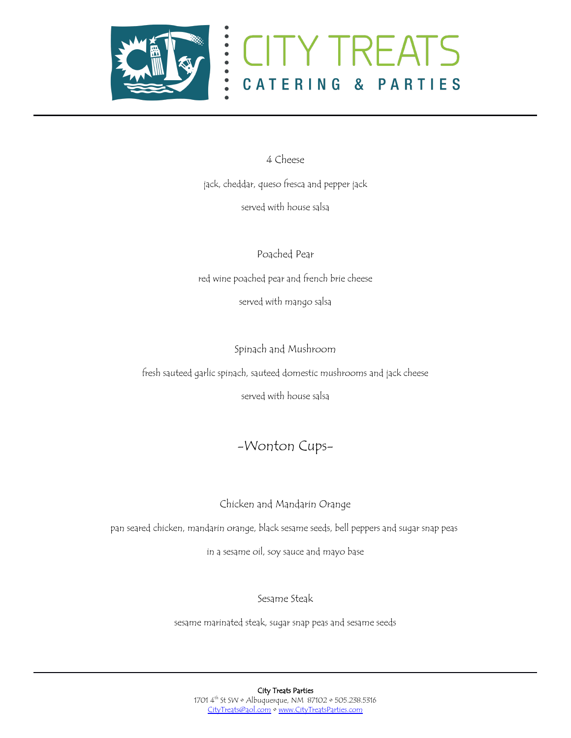4 Cheese

jack, cheddar, queso fresca and pepper jack

served with house salsa

Poached Pear

red wine poached pear and french brie cheese

served with mango salsa

Spinach and Mushroom

fresh sauteed garlic spinach, sauteed domestic mushrooms and jack cheese

served with house salsa

## -Wonton Cups-

Chicken and Mandarin Orange

pan seared chicken, mandarin orange, black sesame seeds, bell peppers and sugar snap peas

in a sesame oil, soy sauce and mayo base

Sesame Steak

sesame marinated steak, sugar snap peas and sesame seeds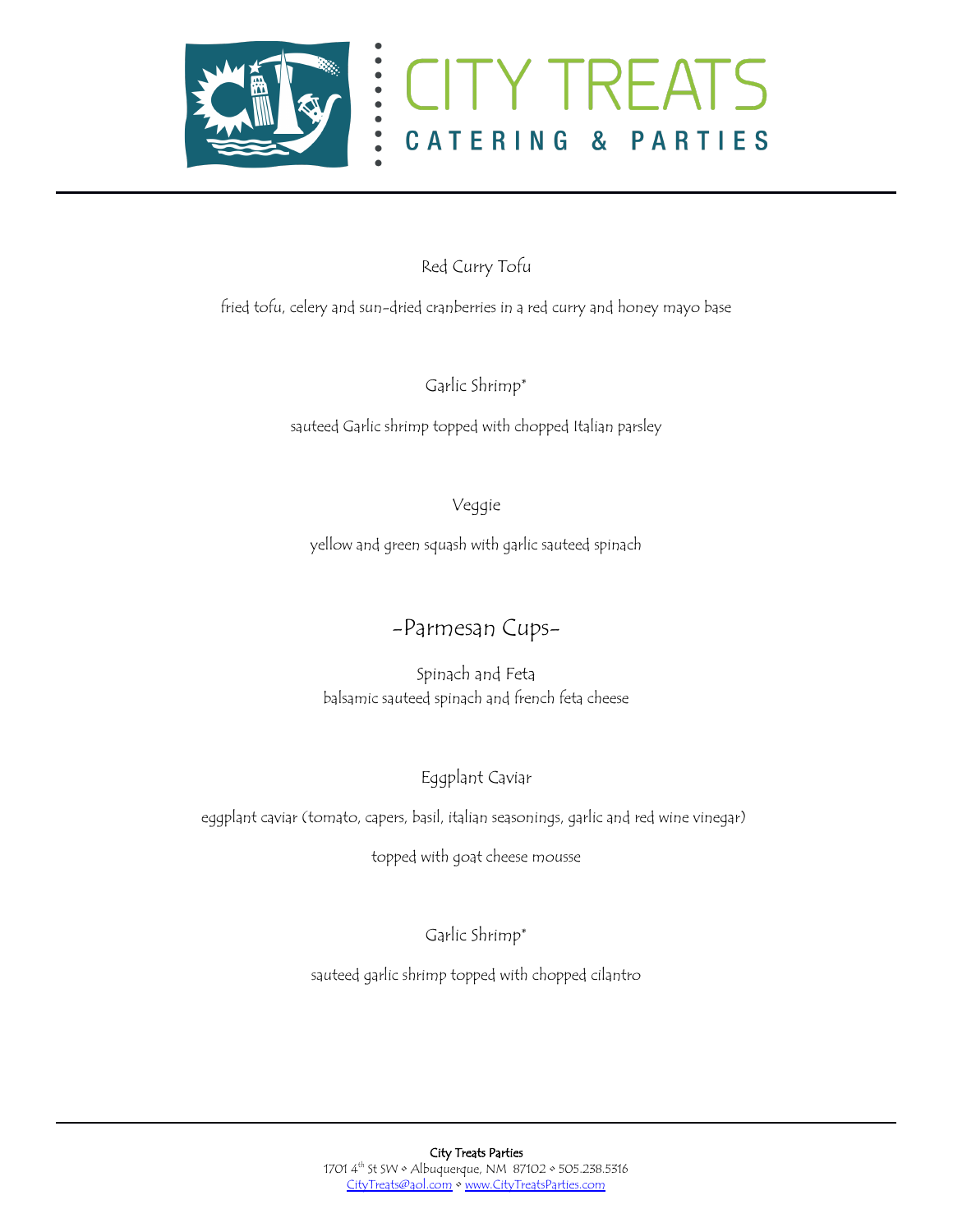Red Curry Tofu

fried tofu, celery and sun-dried cranberries in a red curry and honey mayo base

Garlic Shrimp*

sauteed Garlic shrimp topped with chopped Italian parsley

Veggie

yellow and green squash with garlic sauteed spinach

## -Parmesan Cups-

Spinach and Feta
balsamic sauteed spinach and french feta cheese

Eggplant Caviar

eggplant caviar (tomato, capers, basil, italian seasonings, garlic and red wine vinegar)

topped with goat cheese mousse

Garlic Shrimp*

sauteed garlic shrimp topped with chopped cilantro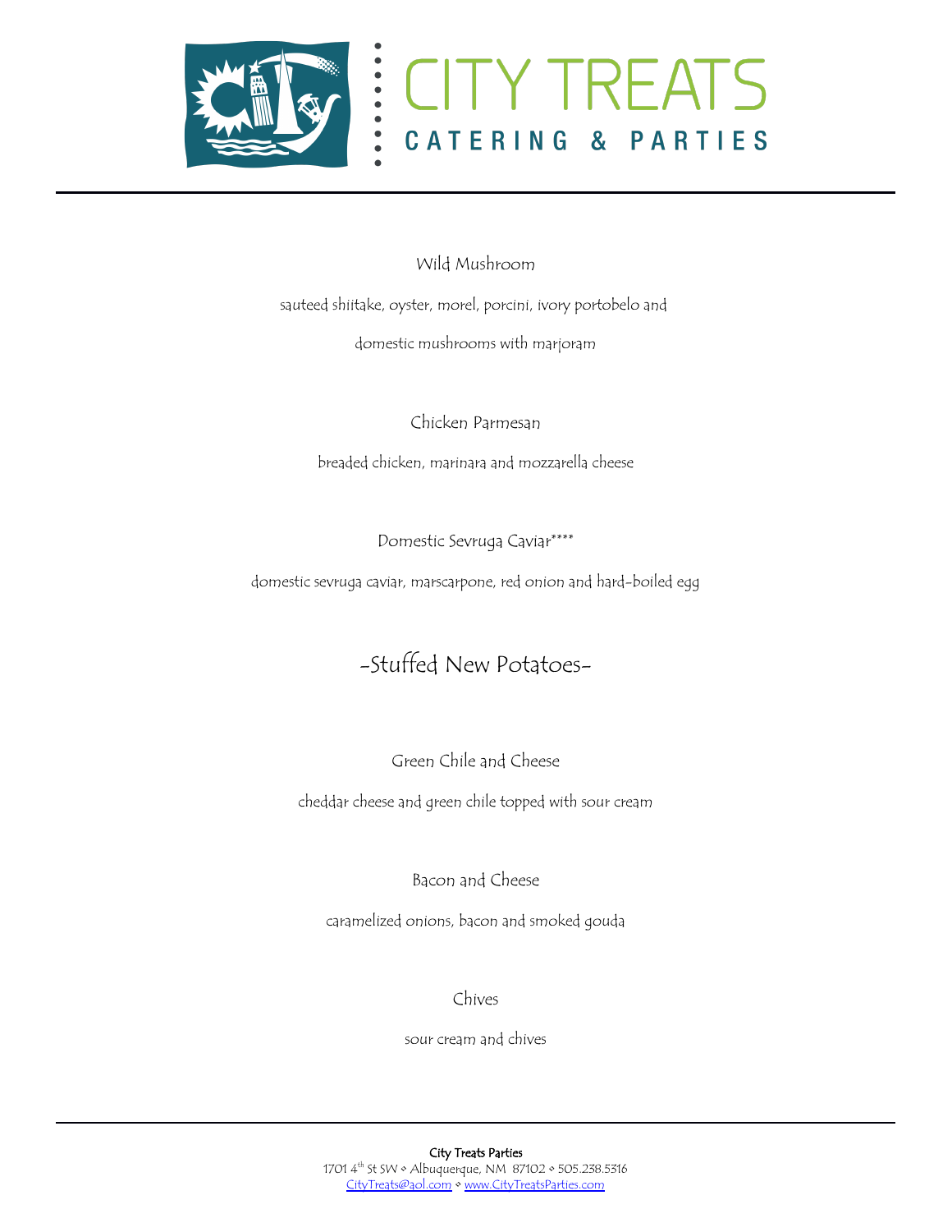Wild Mushroom

sauteed shiitake, oyster, morel, porcini, ivory portobelo and

domestic mushrooms with marjoram

Chicken Parmesan

breaded chicken, marinara and mozzarella cheese

Domestic Sevruga Caviar****

domestic sevruga caviar, marscarpone, red onion and hard-boiled egg

## -Stuffed New Potatoes-

Green Chile and Cheese

cheddar cheese and green chile topped with sour cream

Bacon and Cheese

caramelized onions, bacon and smoked gouda

Chives

sour cream and chives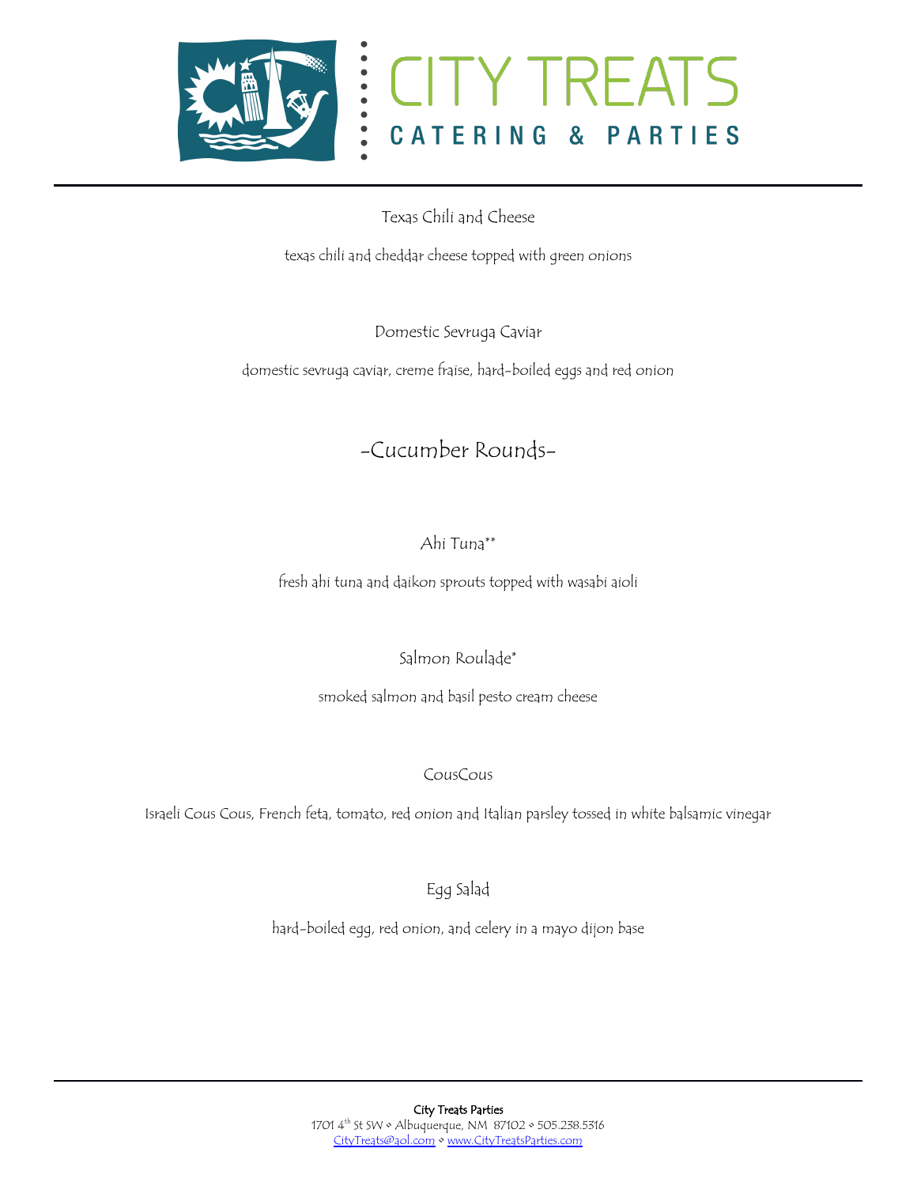# CITY TREATS

CATERING & PARTIES

Texas Chili and Cheese

texas chili and cheddar cheese topped with green onions

Domestic Sevruga Caviar

domestic sevruga caviar, creme fraise, hard-boiled eggs and red onion

## -Cucumber Rounds-

Ahi Tuna**

fresh ahi tuna and daikon sprouts topped with wasabi aioli

Salmon Roulade*

smoked salmon and basil pesto cream cheese

CousCous

Israeli Cous Cous, French feta, tomato, red onion and Italian parsley tossed in white balsamic vinegar

Egg Salad

hard-boiled egg, red onion, and celery in a mayo dijon base

City Treats Parties
1701 4th St SW ⋄ Albuquerque, NM 87102 ⋄ 505.238.5316
CityTreats@aol.com ⋄ www.CityTreatsParties.com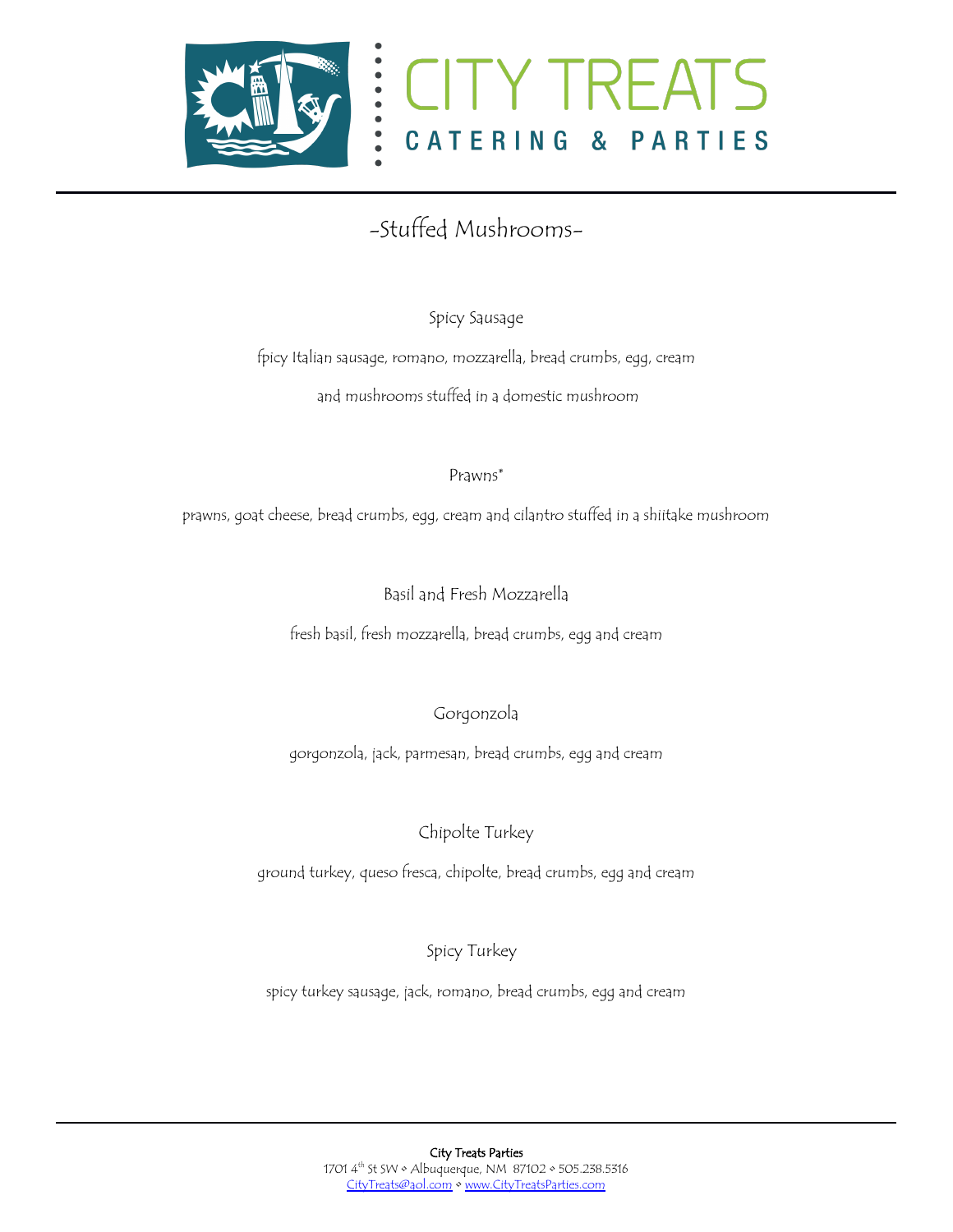# CITY TREATS

CATERING & PARTIES

## -Stuffed Mushrooms-

Spicy Sausage

fpicy Italian sausage, romano, mozzarella, bread crumbs, egg, cream

and mushrooms stuffed in a domestic mushroom

Prawns*

prawns, goat cheese, bread crumbs, egg, cream and cilantro stuffed in a shiitake mushroom

Basil and Fresh Mozzarella

fresh basil, fresh mozzarella, bread crumbs, egg and cream

Gorgonzola

gorgonzola, jack, parmesan, bread crumbs, egg and cream

Chipolte Turkey

ground turkey, queso fresca, chipolte, bread crumbs, egg and cream

Spicy Turkey

spicy turkey sausage, jack, romano, bread crumbs, egg and cream

City Treats Parties

1701 4th St SW ⋄ Albuquerque, NM 87102 ⋄ 505.238.5316

CityTreats@aol.com ⋄ www.CityTreatsParties.com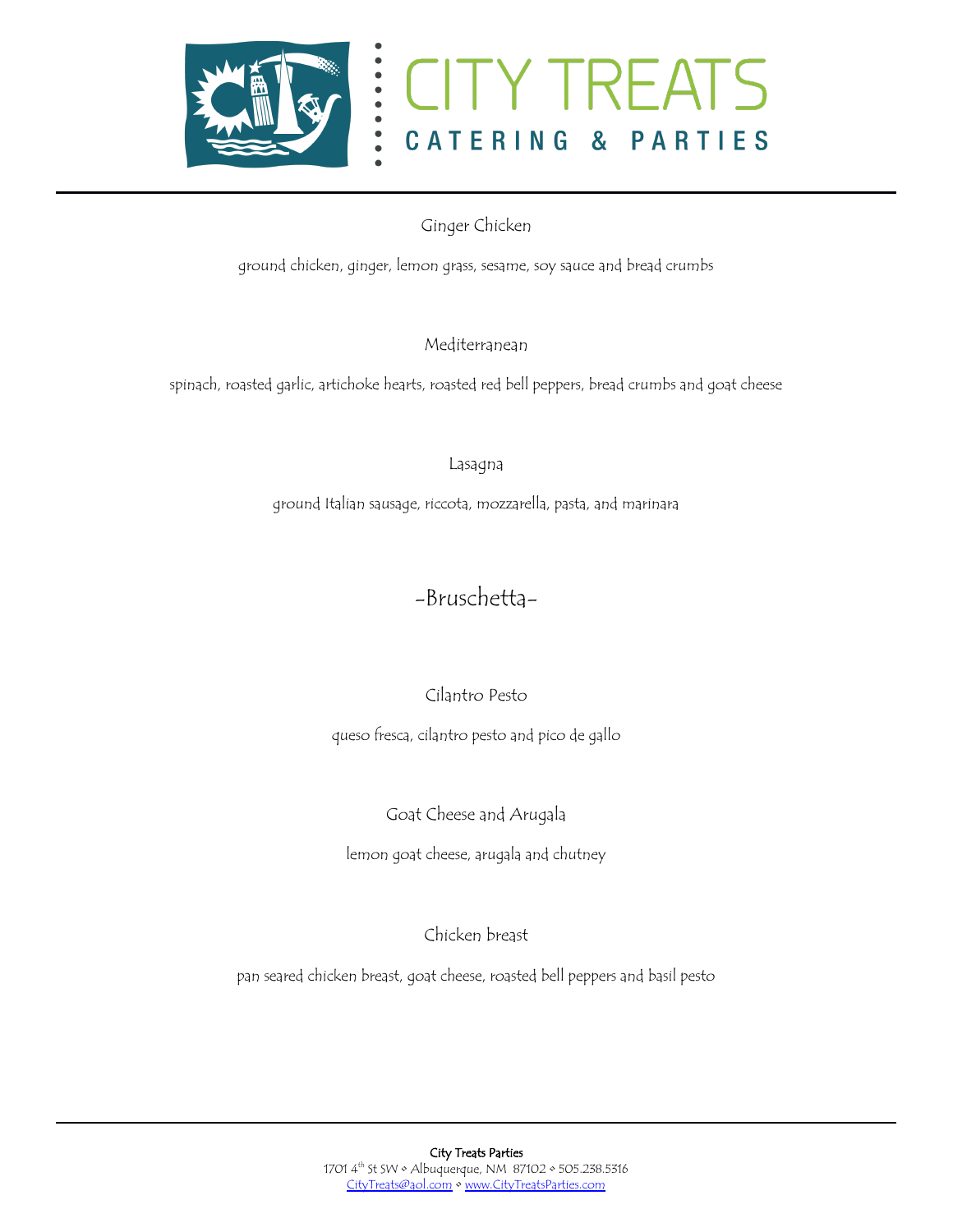CITY TREATS

CATERING & PARTIES

Ginger Chicken

ground chicken, ginger, lemon grass, sesame, soy sauce and bread crumbs

Mediterranean

spinach, roasted garlic, artichoke hearts, roasted red bell peppers, bread crumbs and goat cheese

Lasagna

ground Italian sausage, riccota, mozzarella, pasta, and marinara

## -Bruschetta-

Cilantro Pesto

queso fresca, cilantro pesto and pico de gallo

Goat Cheese and Arugala

lemon goat cheese, arugala and chutney

Chicken breast

pan seared chicken breast, goat cheese, roasted bell peppers and basil pesto

City Treats Parties
1701 4th St SW ⋄ Albuquerque, NM 87102 ⋄ 505.238.5316
CityTreats@aol.com ⋄ www.CityTreatsParties.com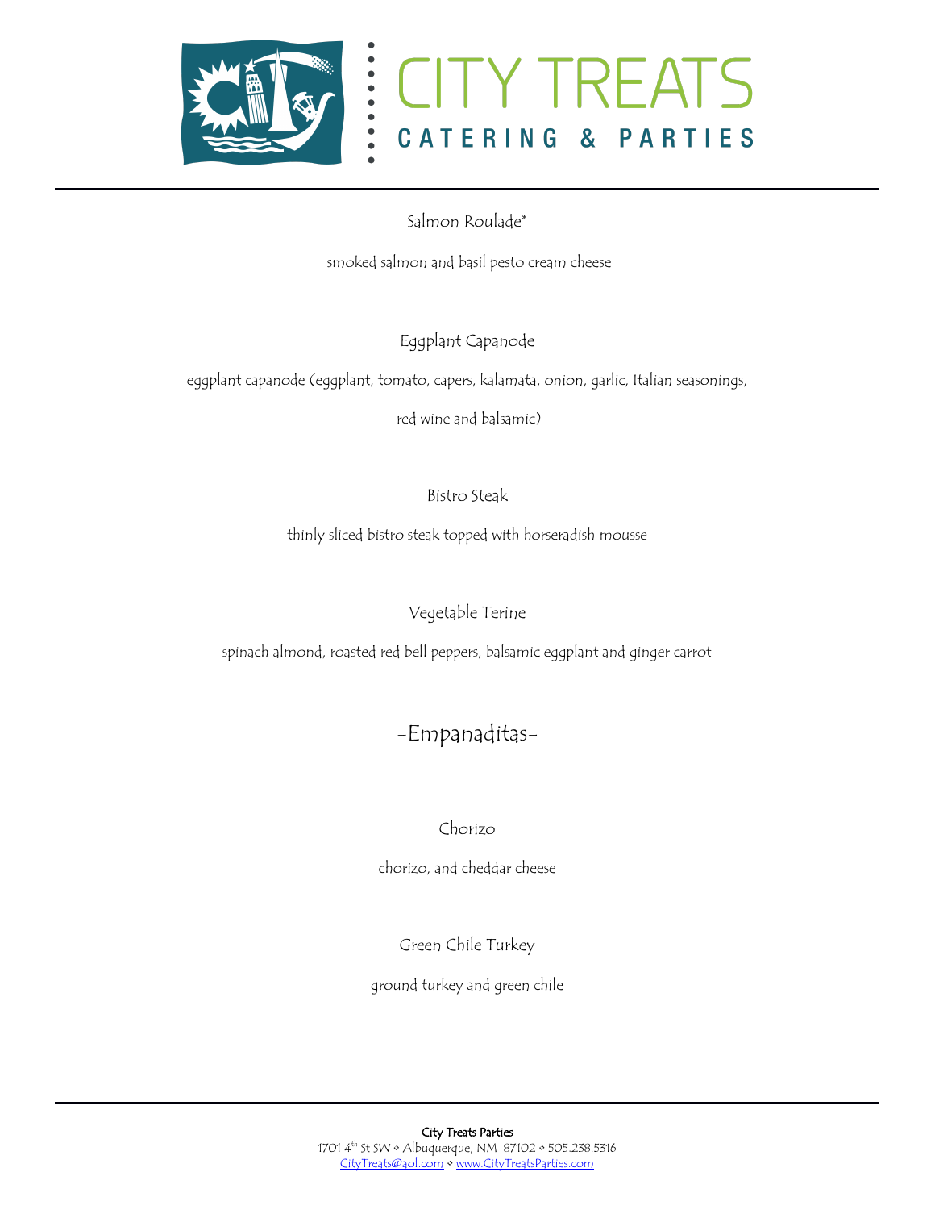Salmon Roulade*

smoked salmon and basil pesto cream cheese

Eggplant Capanode

eggplant capanode (eggplant, tomato, capers, kalamata, onion, garlic, Italian seasonings, red wine and balsamic)

Bistro Steak

thinly sliced bistro steak topped with horseradish mousse

Vegetable Terine

spinach almond, roasted red bell peppers, balsamic eggplant and ginger carrot

## -Empanaditas-

Chorizo

chorizo, and cheddar cheese

Green Chile Turkey

ground turkey and green chile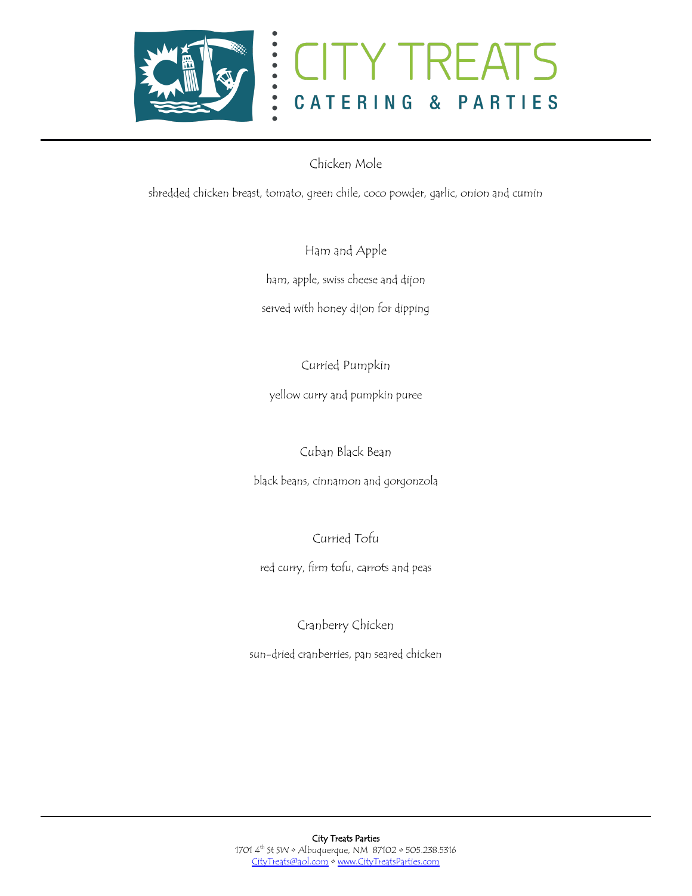# CITY TREATS
## CATERING & PARTIES

### Chicken Mole

shredded chicken breast, tomato, green chile, coco powder, garlic, onion and cumin

### Ham and Apple

ham, apple, swiss cheese and dijon

served with honey dijon for dipping

### Curried Pumpkin

yellow curry and pumpkin puree

### Cuban Black Bean

black beans, cinnamon and gorgonzola

### Curried Tofu

red curry, firm tofu, carrots and peas

### Cranberry Chicken

sun-dried cranberries, pan seared chicken

City Treats Parties
1701 4th St SW ◇ Albuquerque, NM 87102 ◇ 505.238.5316
CityTreats@aol.com ◇ www.CityTreatsParties.com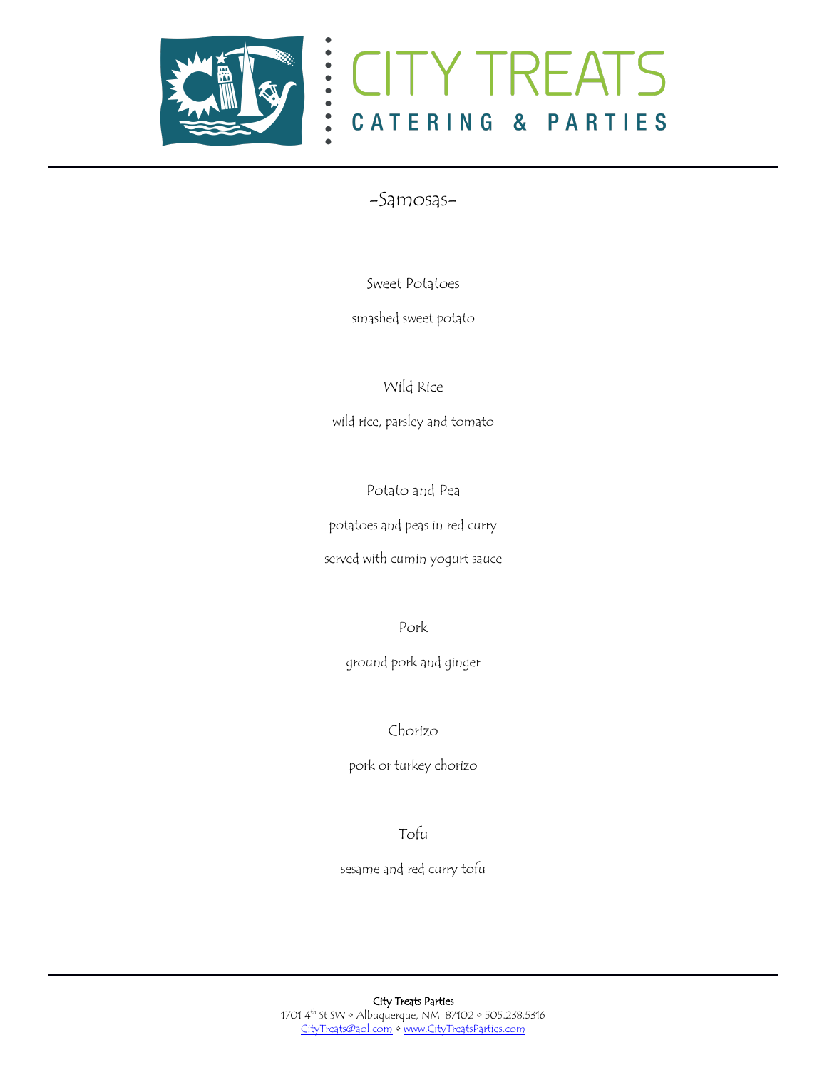# CITY TREATS

## CATERING & PARTIES

-Samosas-

Sweet Potatoes

smashed sweet potato

Wild Rice

wild rice, parsley and tomato

Potato and Pea

potatoes and peas in red curry

served with cumin yogurt sauce

Pork

ground pork and ginger

Chorizo

pork or turkey chorizo

Tofu

sesame and red curry tofu

City Treats Parties
1701 4th St SW ⋄ Albuquerque, NM 87102 ⋄ 505.238.5316
CityTreats@aol.com ⋄ www.CityTreatsParties.com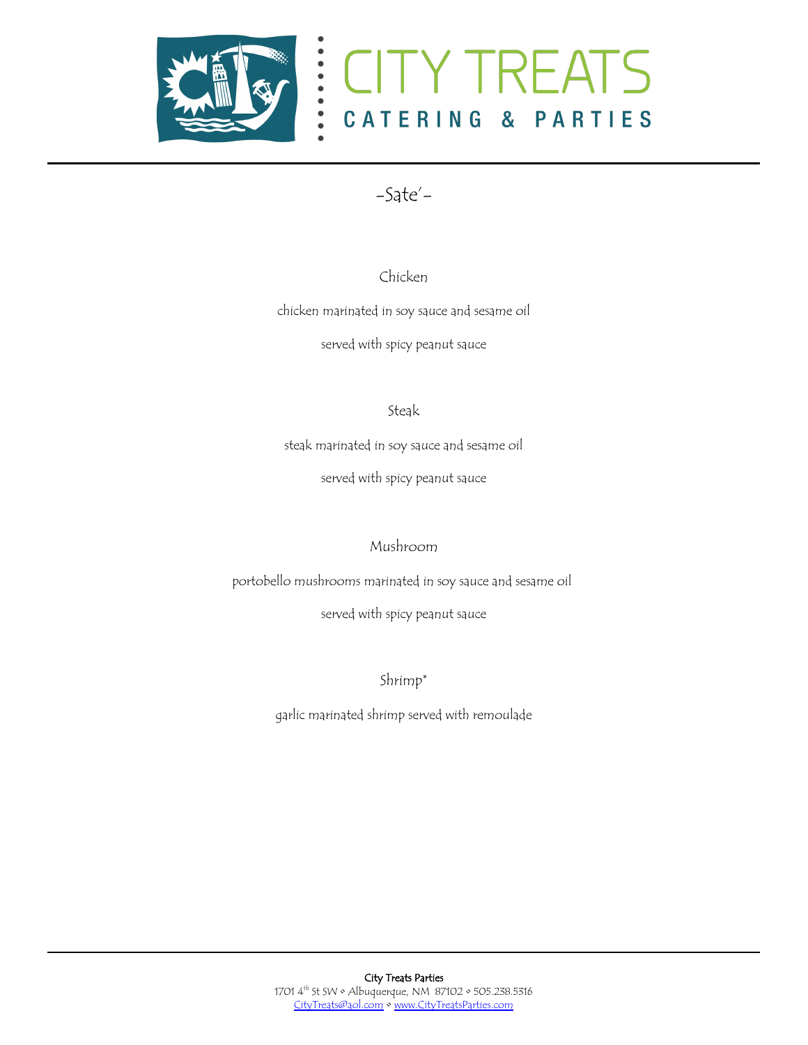# CITY TREATS

## CATERING & PARTIES

-Sate'-

### Chicken

chicken marinated in soy sauce and sesame oil

served with spicy peanut sauce

### Steak

steak marinated in soy sauce and sesame oil

served with spicy peanut sauce

### Mushroom

portobello mushrooms marinated in soy sauce and sesame oil

served with spicy peanut sauce

### Shrimp*

garlic marinated shrimp served with remoulade

City Treats Parties
1701 4th St SW • Albuquerque, NM 87102 • 505.238.5316
CityTreats@aol.com • www.CityTreatsParties.com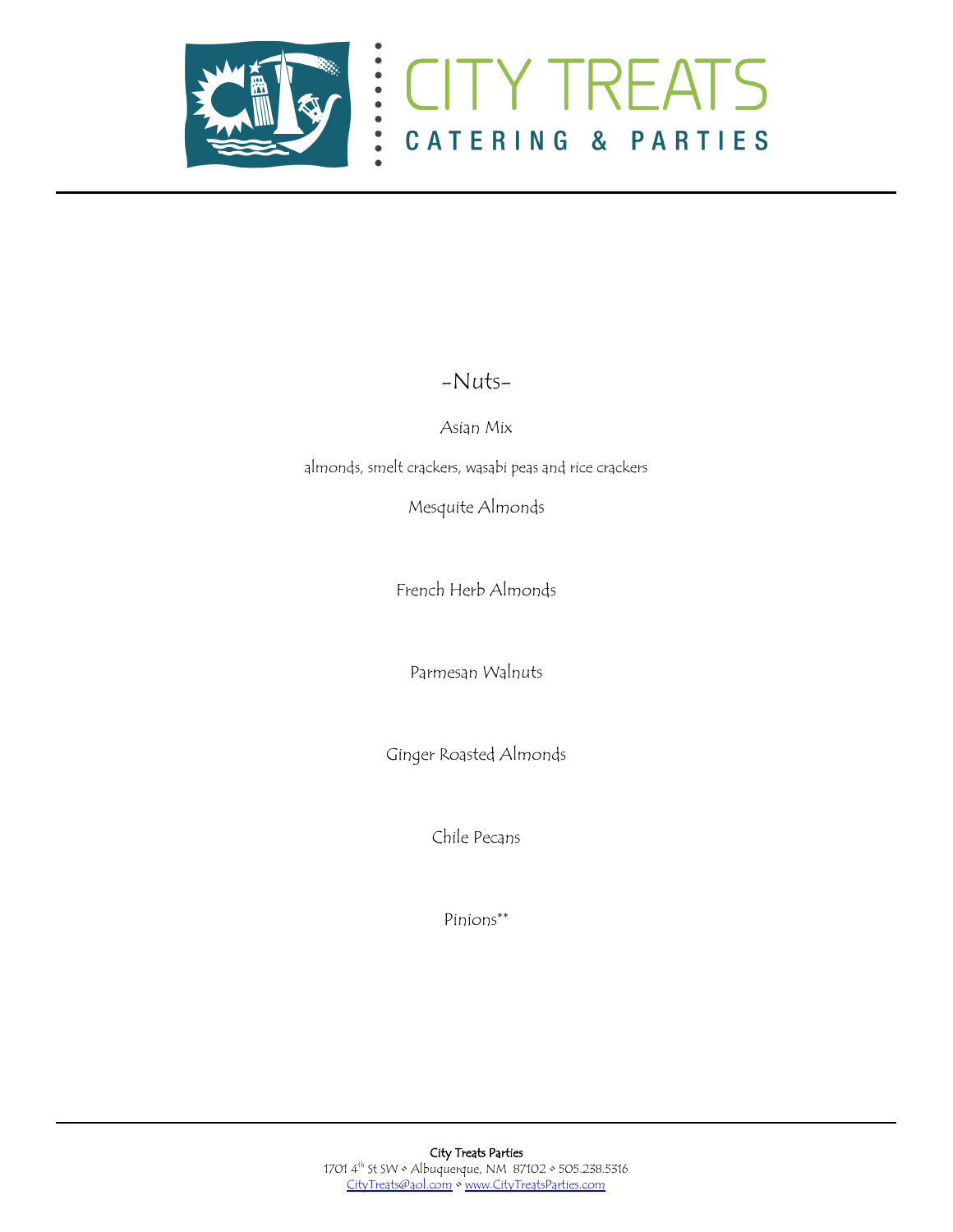# -Nuts-

Asian Mix

almonds, smelt crackers, wasabi peas and rice crackers

Mesquite Almonds

French Herb Almonds

Parmesan Walnuts

Ginger Roasted Almonds

Chile Pecans

Pinions**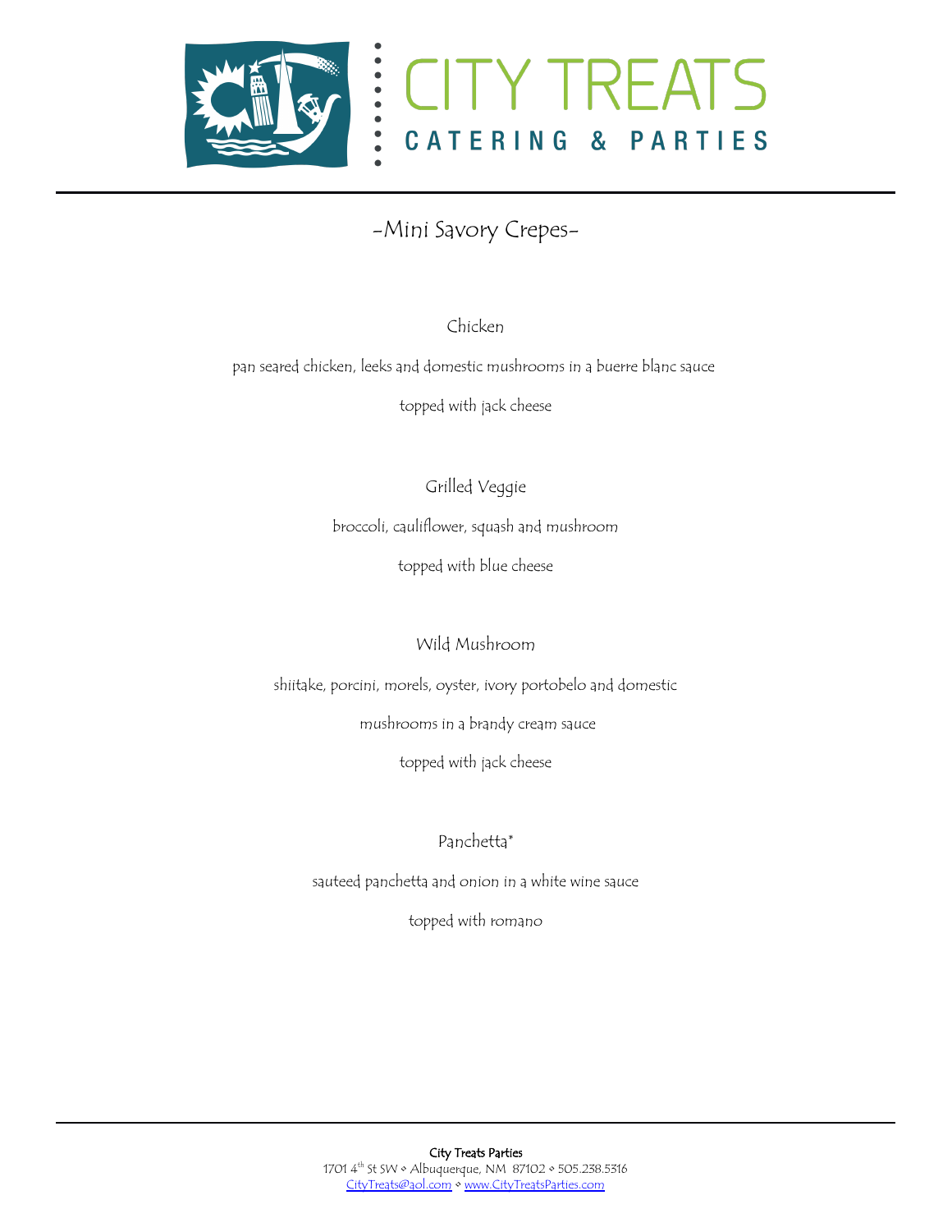# CITY TREATS

**CATERING & PARTIES**

## -Mini Savory Crepes-

### Chicken

pan seared chicken, leeks and domestic mushrooms in a buerre blanc sauce

topped with jack cheese

### Grilled Veggie

broccoli, cauliflower, squash and mushroom

topped with blue cheese

### Wild Mushroom

shiitake, porcini, morels, oyster, ivory portobelo and domestic

mushrooms in a brandy cream sauce

topped with jack cheese

### Panchetta*

sauteed panchetta and onion in a white wine sauce

topped with romano

City Treats Parties
1701 4th St SW ⋄ Albuquerque, NM 87102 ⋄ 505.238.5316
CityTreats@aol.com ⋄ www.CityTreatsParties.com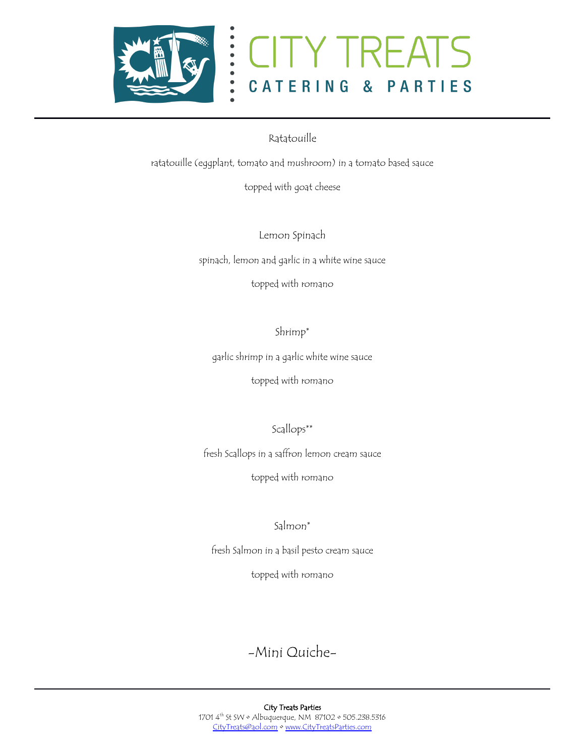Ratatouille

ratatouille (eggplant, tomato and mushroom) in a tomato based sauce

topped with goat cheese

Lemon Spinach

spinach, lemon and garlic in a white wine sauce

topped with romano

Shrimp*

garlic shrimp in a garlic white wine sauce

topped with romano

Scallops**

fresh Scallops in a saffron lemon cream sauce

topped with romano

Salmon*

fresh Salmon in a basil pesto cream sauce

topped with romano

## -Mini Quiche-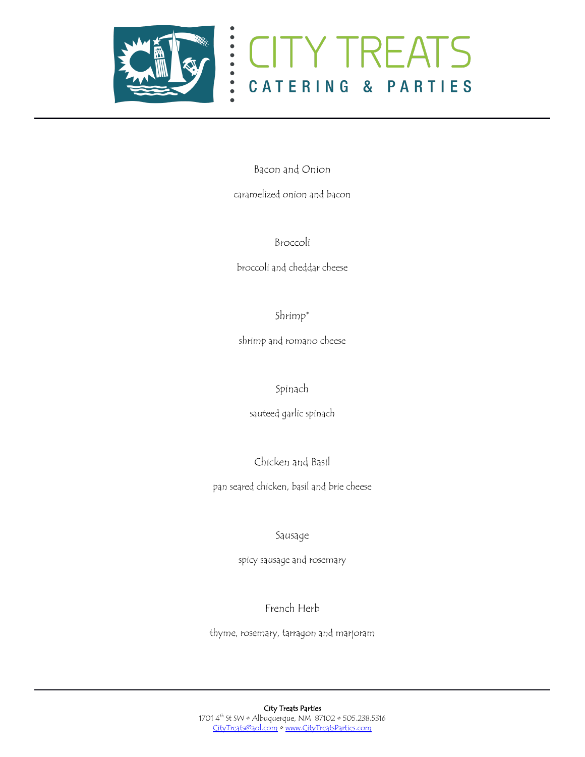# CITY TREATS

## CATERING & PARTIES

Bacon and Onion

caramelized onion and bacon

Broccoli

broccoli and cheddar cheese

Shrimp*

shrimp and romano cheese

Spinach

sauteed garlic spinach

Chicken and Basil

pan seared chicken, basil and brie cheese

Sausage

spicy sausage and rosemary

French Herb

thyme, rosemary, tarragon and marjoram

City Treats Parties
1701 4th St SW ⋄ Albuquerque, NM 87102 ⋄ 505.238.5316
CityTreats@aol.com ⋄ www.CityTreatsParties.com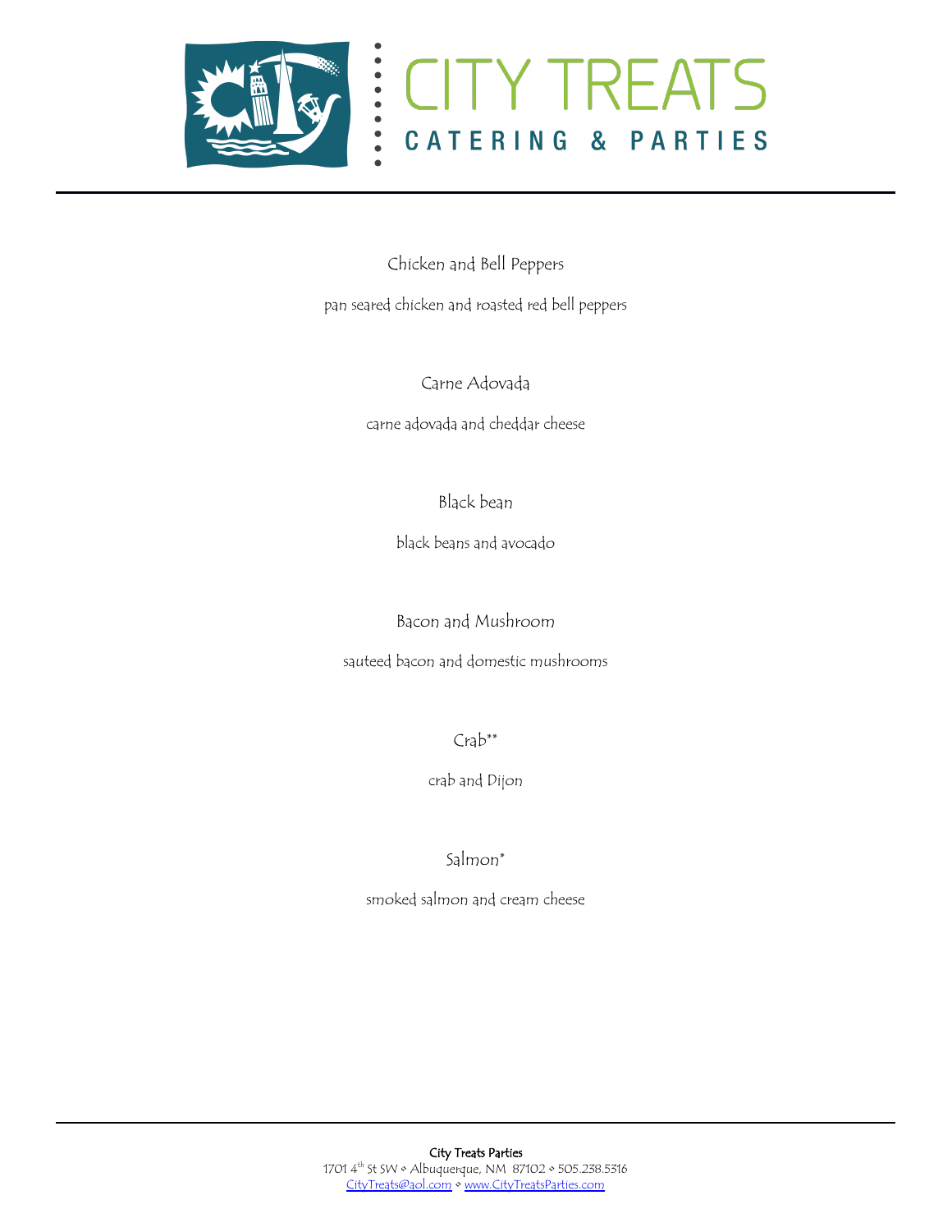# CITY TREATS

CATERING & PARTIES

Chicken and Bell Peppers

pan seared chicken and roasted red bell peppers

Carne Adovada

carne adovada and cheddar cheese

Black bean

black beans and avocado

Bacon and Mushroom

sauteed bacon and domestic mushrooms

Crab**

crab and Dijon

Salmon*

smoked salmon and cream cheese

City Treats Parties

1701 4th St SW • Albuquerque, NM 87102 • 505.238.5316

CityTreats@aol.com • www.CityTreatsParties.com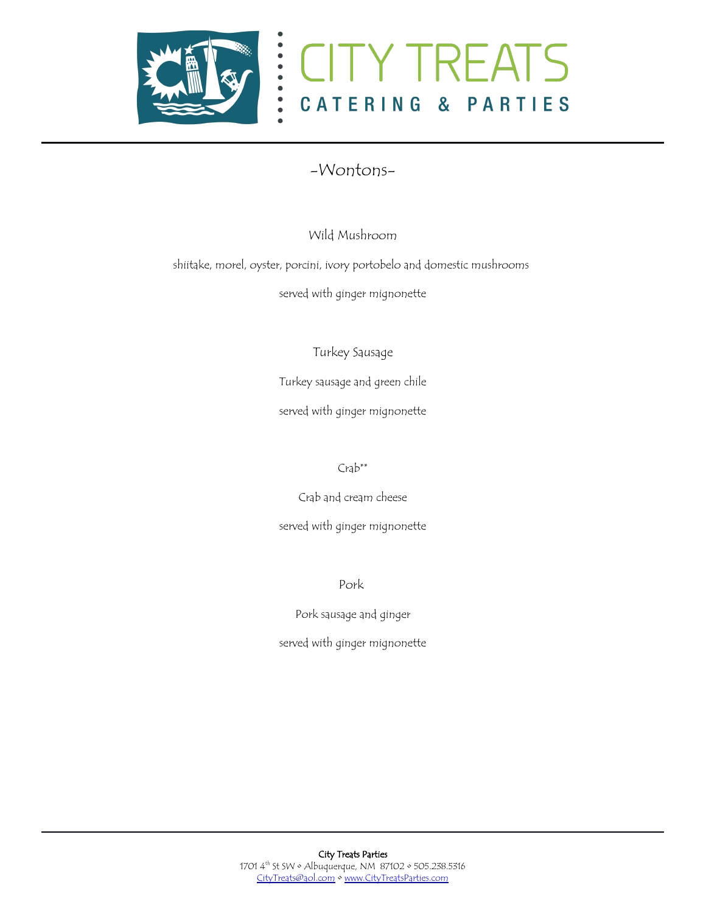# CITY TREATS

**CATERING & PARTIES**

## -Wontons-

### Wild Mushroom

shiitake, morel, oyster, porcini, ivory portobelo and domestic mushrooms

served with ginger mignonette

### Turkey Sausage

Turkey sausage and green chile

served with ginger mignonette

### Crab**

Crab and cream cheese

served with ginger mignonette

### Pork

Pork sausage and ginger

served with ginger mignonette

City Treats Parties
1701 4th St SW ⋄ Albuquerque, NM 87102 ⋄ 505.238.5316
CityTreats@aol.com ⋄ www.CityTreatsParties.com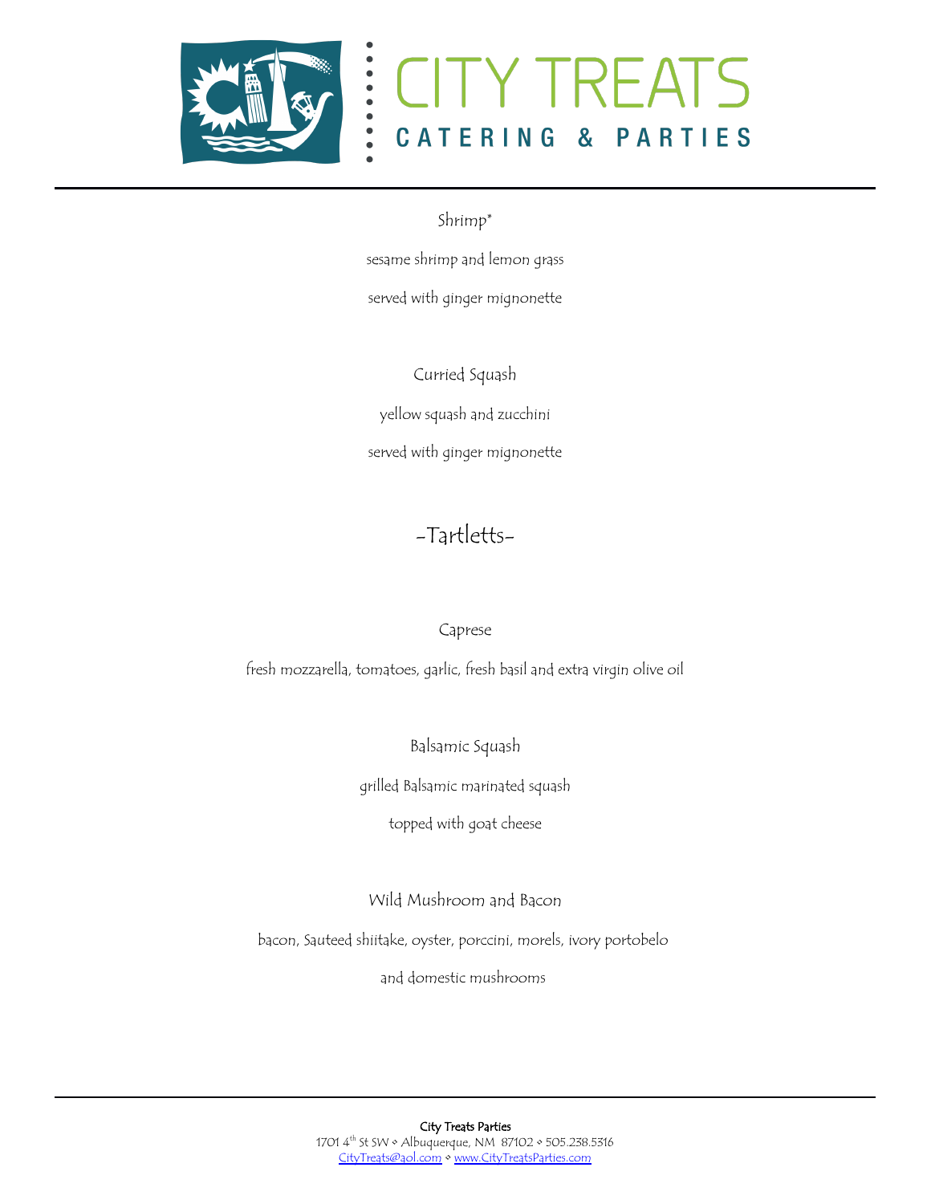Shrimp*

sesame shrimp and lemon grass

served with ginger mignonette

Curried Squash

yellow squash and zucchini

served with ginger mignonette

## -Tartletts-

Caprese

fresh mozzarella, tomatoes, garlic, fresh basil and extra virgin olive oil

Balsamic Squash

grilled Balsamic marinated squash

topped with goat cheese

Wild Mushroom and Bacon

bacon, Sauteed shiitake, oyster, porccini, morels, ivory portobelo

and domestic mushrooms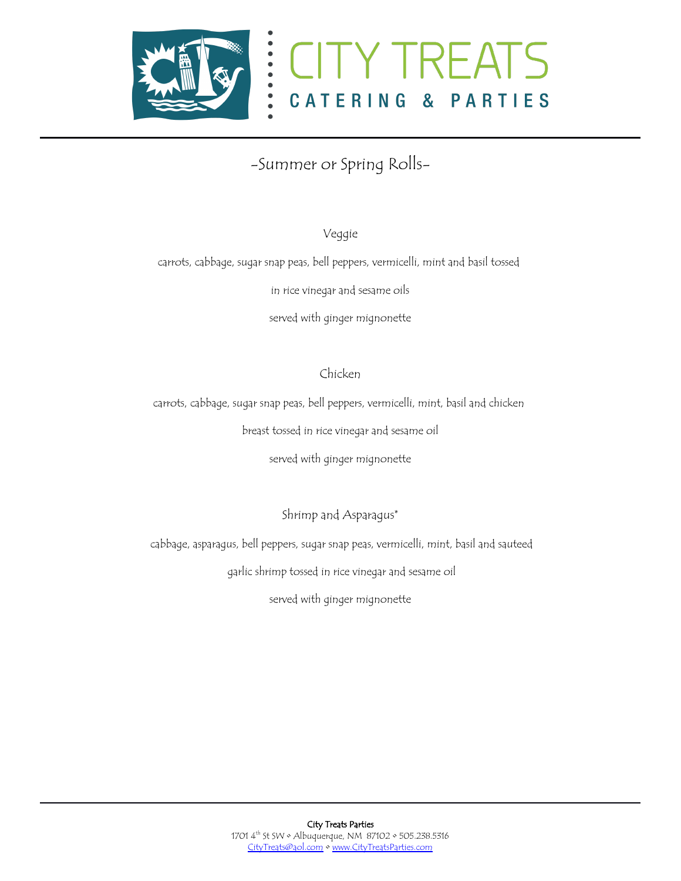# CITY TREATS

CATERING & PARTIES

## -Summer or Spring Rolls-

### Veggie

carrots, cabbage, sugar snap peas, bell peppers, vermicelli, mint and basil tossed

in rice vinegar and sesame oils

served with ginger mignonette

### Chicken

carrots, cabbage, sugar snap peas, bell peppers, vermicelli, mint, basil and chicken

breast tossed in rice vinegar and sesame oil

served with ginger mignonette

### Shrimp and Asparagus*

cabbage, asparagus, bell peppers, sugar snap peas, vermicelli, mint, basil and sauteed

garlic shrimp tossed in rice vinegar and sesame oil

served with ginger mignonette

City Treats Parties

1701 4th St SW • Albuquerque, NM 87102 • 505.238.5316

CityTreats@aol.com • www.CityTreatsParties.com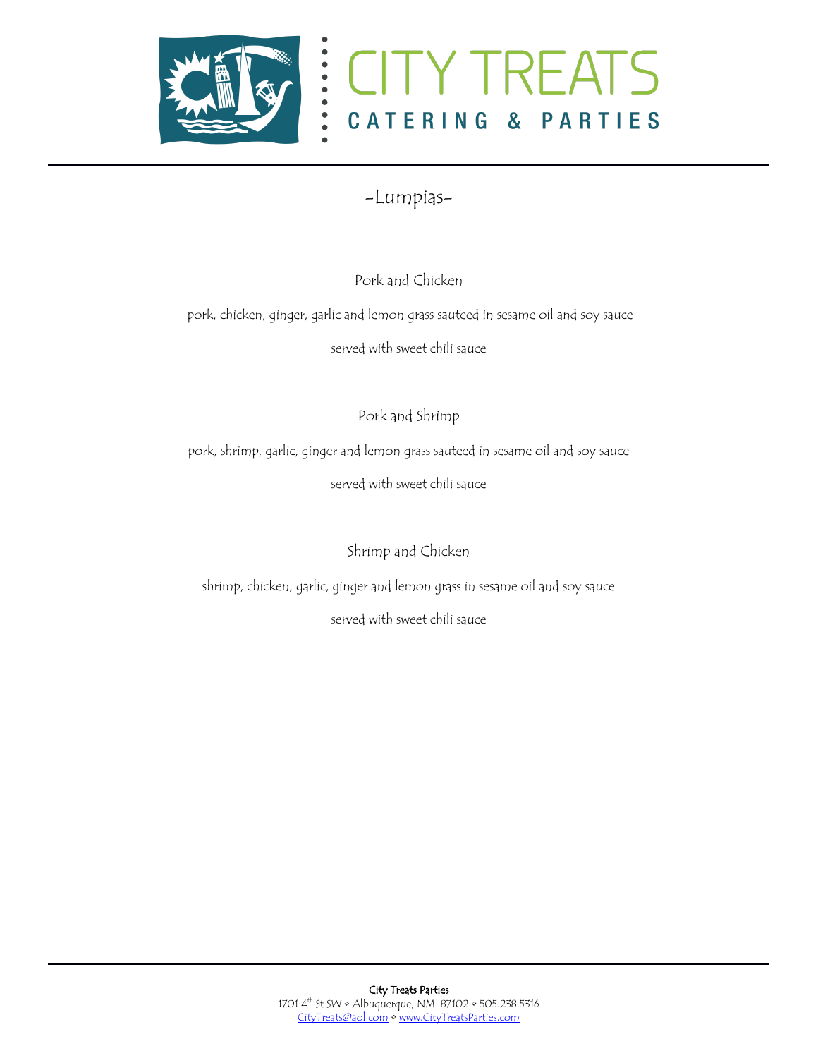# -Lumpias-

## Pork and Chicken

pork, chicken, ginger, garlic and lemon grass sauteed in sesame oil and soy sauce

served with sweet chili sauce

## Pork and Shrimp

pork, shrimp, garlic, ginger and lemon grass sauteed in sesame oil and soy sauce

served with sweet chili sauce

## Shrimp and Chicken

shrimp, chicken, garlic, ginger and lemon grass in sesame oil and soy sauce

served with sweet chili sauce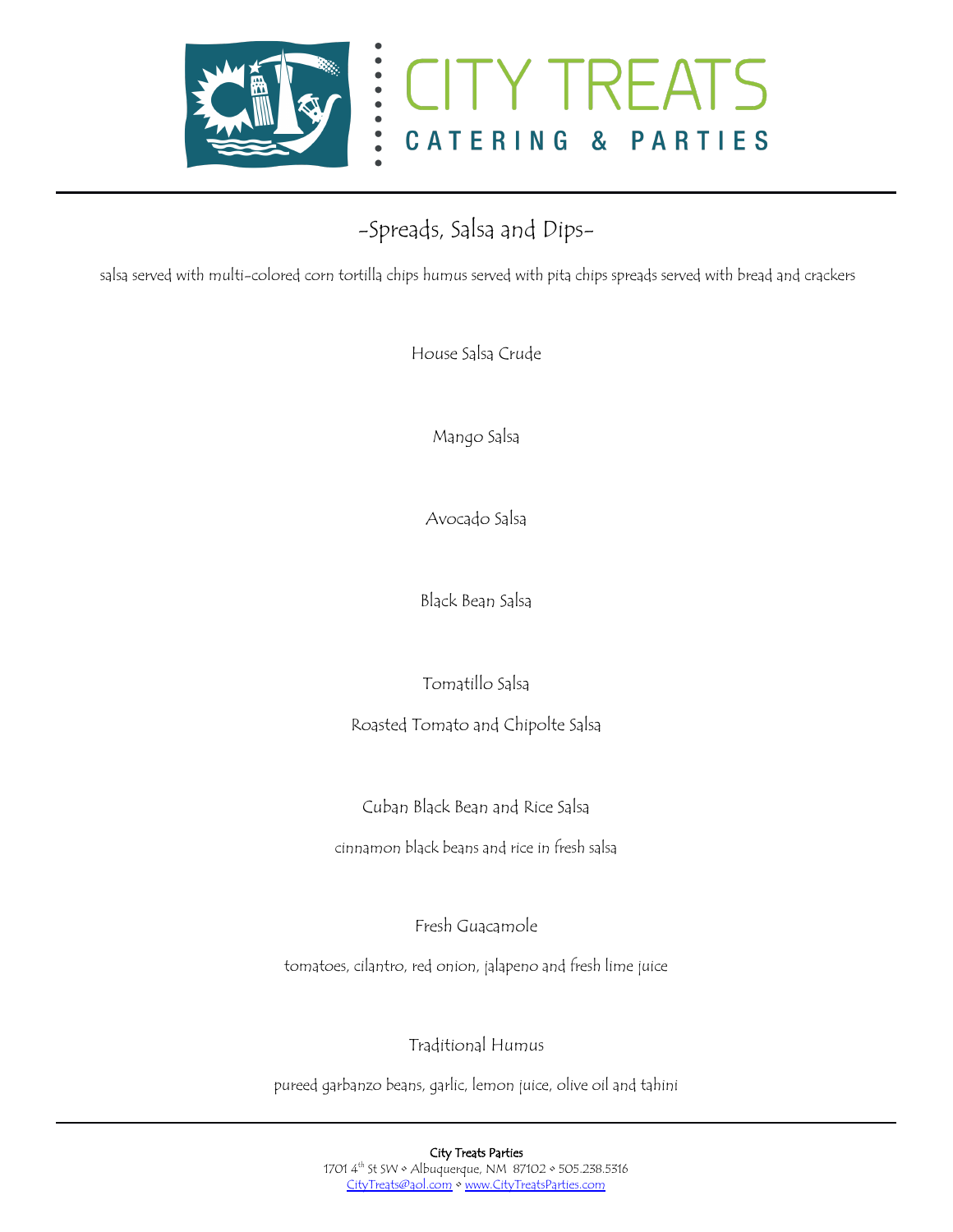# CITY TREATS

CATERING & PARTIES

## -Spreads, Salsa and Dips-

salsa served with multi-colored corn tortilla chips humus served with pita chips spreads served with bread and crackers

House Salsa Crude

Mango Salsa

Avocado Salsa

Black Bean Salsa

Tomatillo Salsa

Roasted Tomato and Chipolte Salsa

Cuban Black Bean and Rice Salsa

cinnamon black beans and rice in fresh salsa

Fresh Guacamole

tomatoes, cilantro, red onion, jalapeno and fresh lime juice

Traditional Humus

pureed garbanzo beans, garlic, lemon juice, olive oil and tahini

City Treats Parties

1701 4th St SW ◊ Albuquerque, NM 87102 ◊ 505.238.5316

CityTreats@aol.com ◊ www.CityTreatsParties.com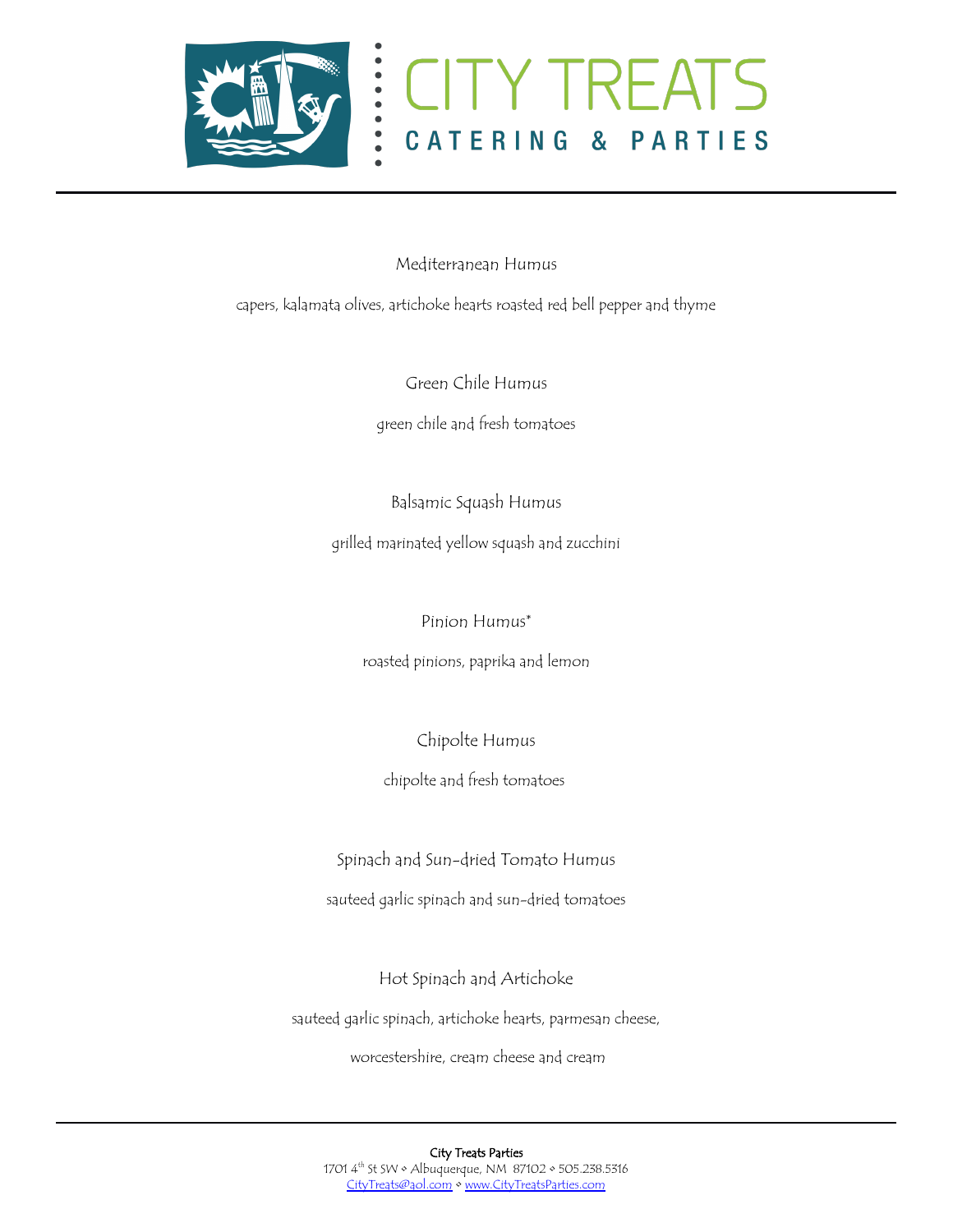# CITY TREATS

## CATERING & PARTIES

Mediterranean Humus

capers, kalamata olives, artichoke hearts roasted red bell pepper and thyme

Green Chile Humus

green chile and fresh tomatoes

Balsamic Squash Humus

grilled marinated yellow squash and zucchini

Pinion Humus*

roasted pinions, paprika and lemon

Chipolte Humus

chipolte and fresh tomatoes

Spinach and Sun-dried Tomato Humus

sauteed garlic spinach and sun-dried tomatoes

Hot Spinach and Artichoke

sauteed garlic spinach, artichoke hearts, parmesan cheese,

worcestershire, cream cheese and cream

City Treats Parties
1701 4th St SW ⋄ Albuquerque, NM 87102 ⋄ 505.238.5316
CityTreats@aol.com ⋄ www.CityTreatsParties.com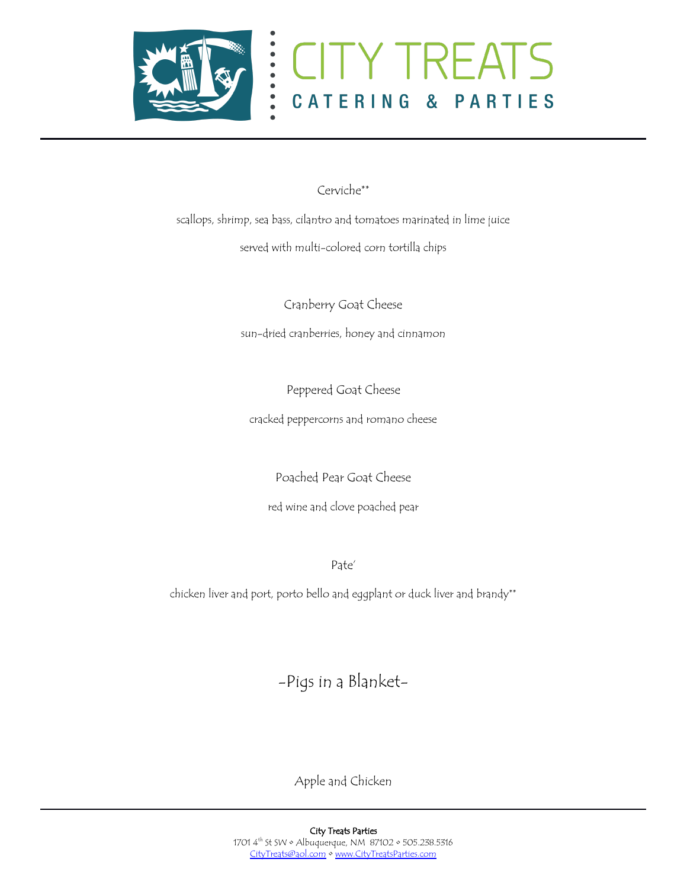Cerviche**

scallops, shrimp, sea bass, cilantro and tomatoes marinated in lime juice

served with multi-colored corn tortilla chips

Cranberry Goat Cheese

sun-dried cranberries, honey and cinnamon

Peppered Goat Cheese

cracked peppercorns and romano cheese

Poached Pear Goat Cheese

red wine and clove poached pear

Pate'

chicken liver and port, porto bello and eggplant or duck liver and brandy**

## -Pigs in a Blanket-

Apple and Chicken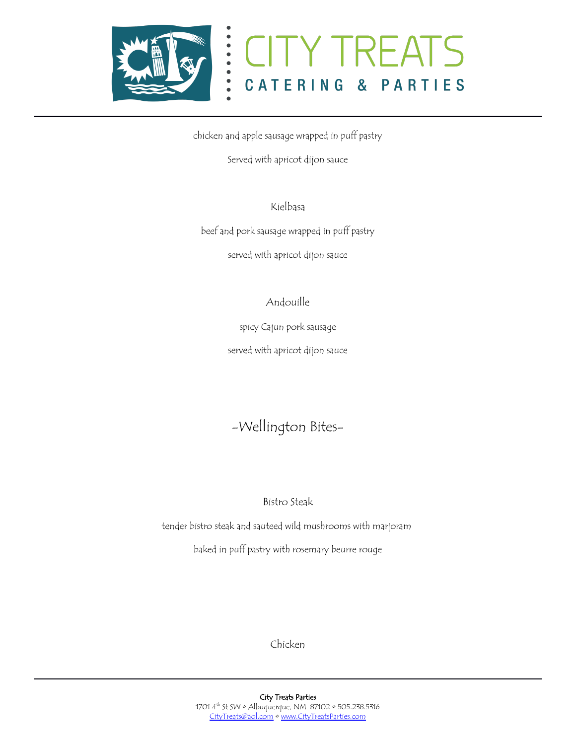chicken and apple sausage wrapped in puff pastry

Served with apricot dijon sauce

Kielbasa

beef and pork sausage wrapped in puff pastry

served with apricot dijon sauce

Andouille

spicy Cajun pork sausage

served with apricot dijon sauce

## -Wellington Bites-

Bistro Steak

tender bistro steak and sauteed wild mushrooms with marjoram

baked in puff pastry with rosemary beurre rouge

Chicken

City Treats Parties
1701 4th St SW ◦ Albuquerque, NM 87102 ◦ 505.238.5316
CityTreats@aol.com ◦ www.CityTreatsParties.com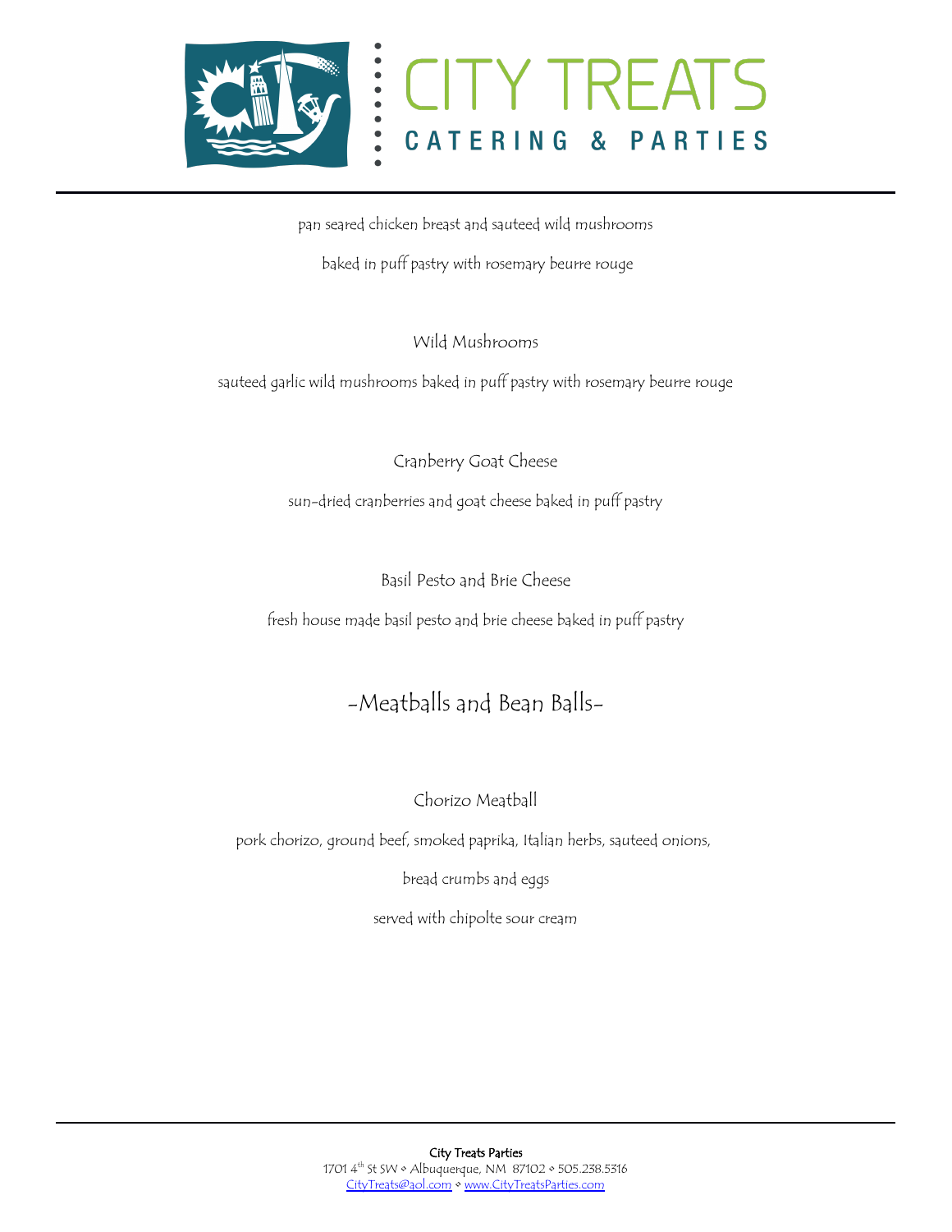pan seared chicken breast and sauteed wild mushrooms

baked in puff pastry with rosemary beurre rouge

### Wild Mushrooms

sauteed garlic wild mushrooms baked in puff pastry with rosemary beurre rouge

### Cranberry Goat Cheese

sun-dried cranberries and goat cheese baked in puff pastry

### Basil Pesto and Brie Cheese

fresh house made basil pesto and brie cheese baked in puff pastry

## -Meatballs and Bean Balls-

### Chorizo Meatball

pork chorizo, ground beef, smoked paprika, Italian herbs, sauteed onions,

bread crumbs and eggs

served with chipolte sour cream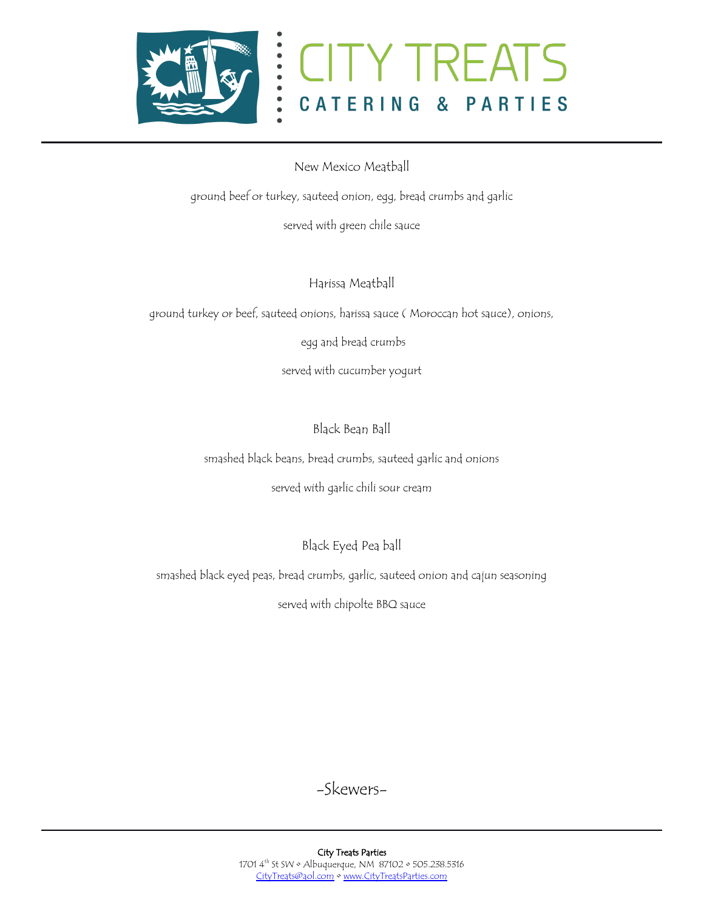New Mexico Meatball

ground beef or turkey, sauteed onion, egg, bread crumbs and garlic

served with green chile sauce

Harissa Meatball

ground turkey or beef, sauteed onions, harissa sauce ( Moroccan hot sauce), onions,

egg and bread crumbs

served with cucumber yogurt

Black Bean Ball

smashed black beans, bread crumbs, sauteed garlic and onions

served with garlic chili sour cream

Black Eyed Pea ball

smashed black eyed peas, bread crumbs, garlic, sauteed onion and cajun seasoning

served with chipolte BBQ sauce

## -Skewers-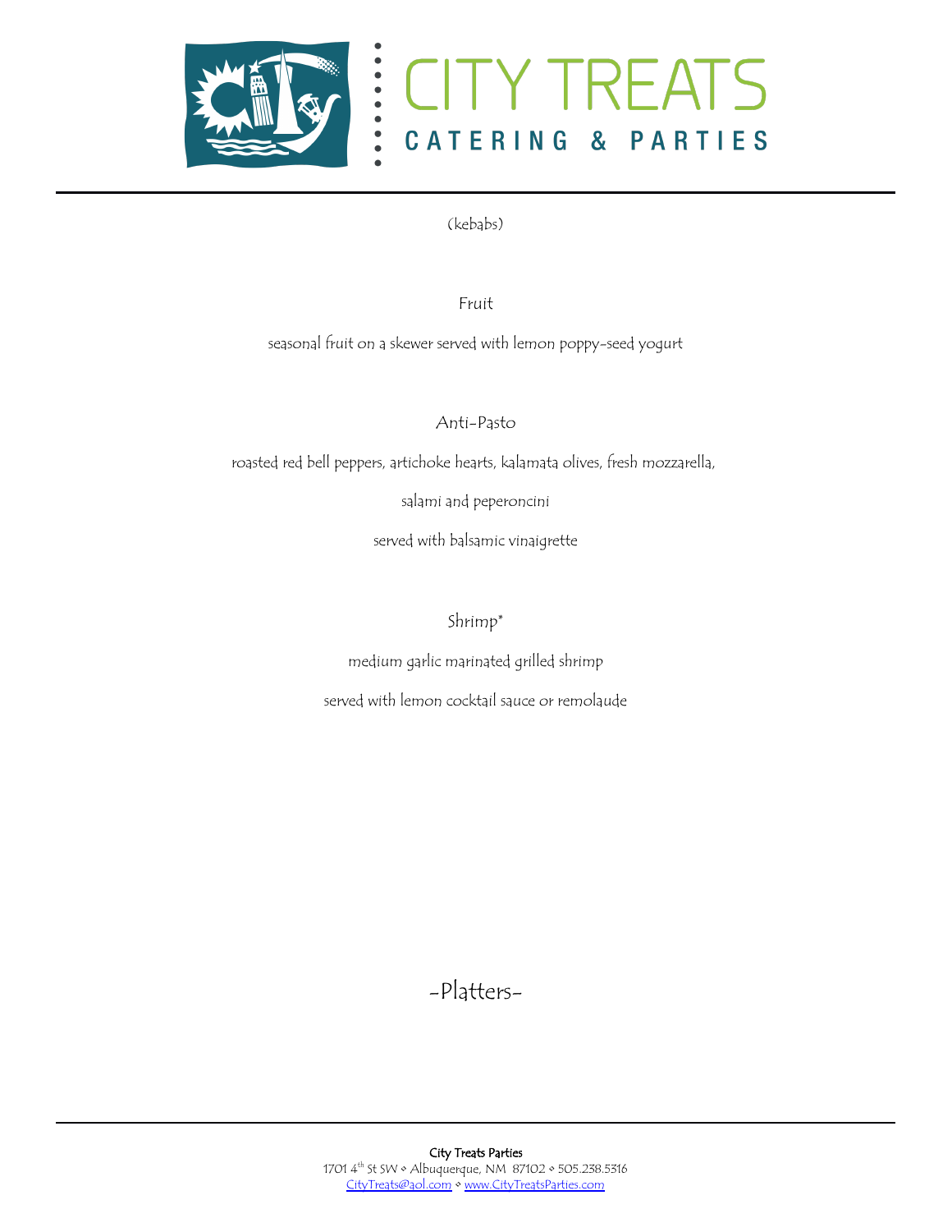(kebabs)

### Fruit

seasonal fruit on a skewer served with lemon poppy-seed yogurt

### Anti-Pasto

roasted red bell peppers, artichoke hearts, kalamata olives, fresh mozzarella,

salami and peperoncini

served with balsamic vinaigrette

### Shrimp*

medium garlic marinated grilled shrimp

served with lemon cocktail sauce or remolaude

## -Platters-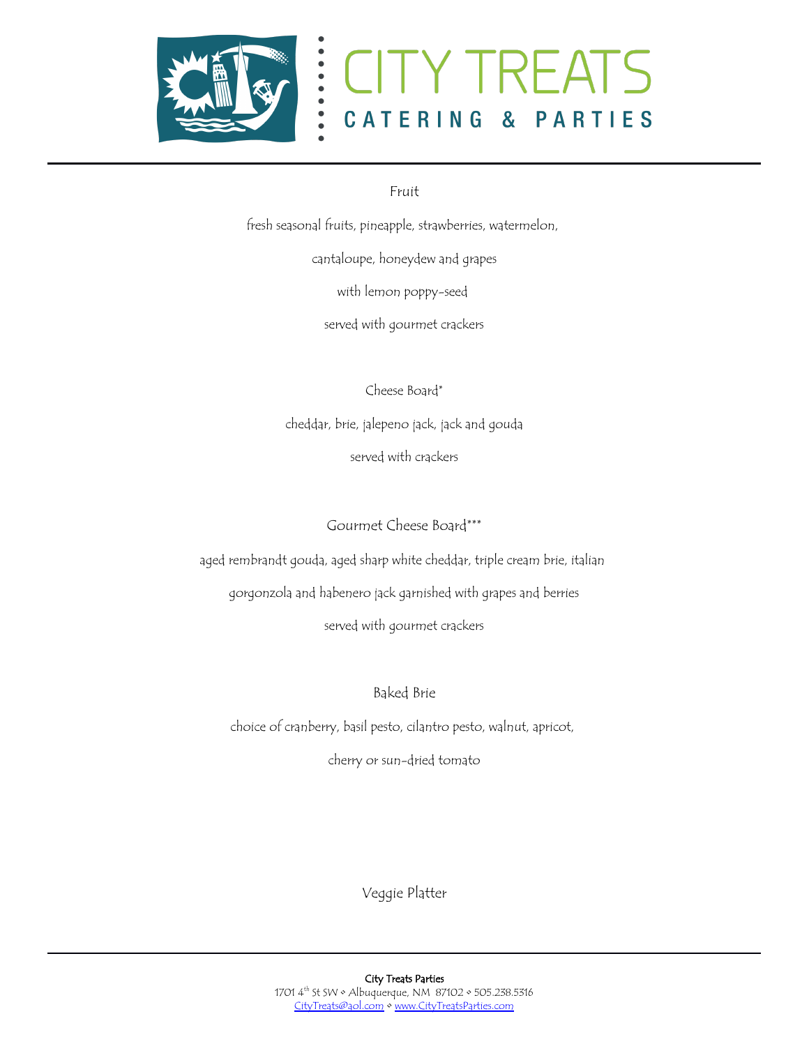# CITY TREATS

## CATERING & PARTIES

Fruit

fresh seasonal fruits, pineapple, strawberries, watermelon,

cantaloupe, honeydew and grapes

with lemon poppy-seed

served with gourmet crackers

Cheese Board*

cheddar, brie, jalepeno jack, jack and gouda

served with crackers

Gourmet Cheese Board***

aged rembrandt gouda, aged sharp white cheddar, triple cream brie, italian

gorgonzola and habenero jack garnished with grapes and berries

served with gourmet crackers

Baked Brie

choice of cranberry, basil pesto, cilantro pesto, walnut, apricot,

cherry or sun-dried tomato

Veggie Platter

City Treats Parties
1701 4th St SW • Albuquerque, NM 87102 • 505.238.5316
CityTreats@aol.com • www.CityTreatsParties.com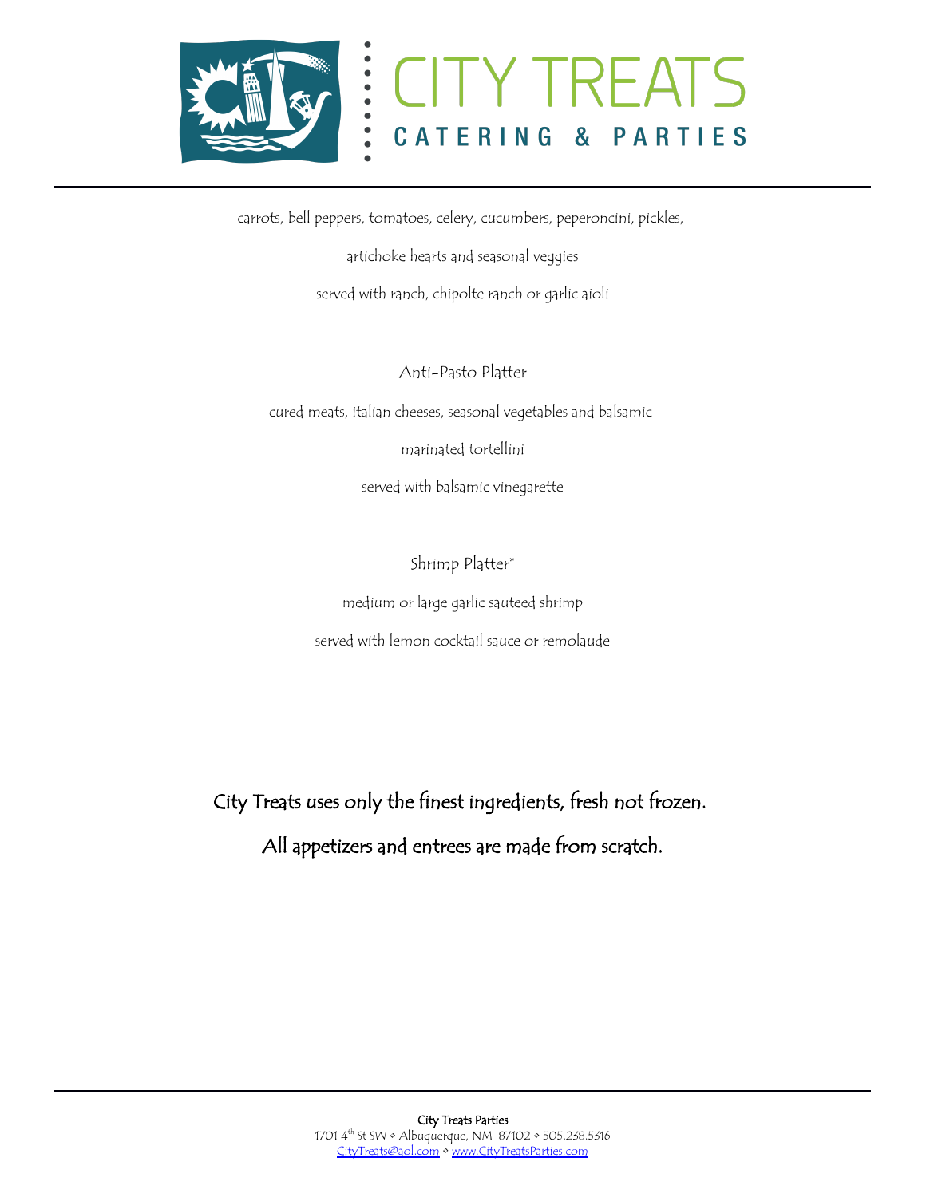carrots, bell peppers, tomatoes, celery, cucumbers, peperoncini, pickles,

artichoke hearts and seasonal veggies

served with ranch, chipolte ranch or garlic aioli

## Anti-Pasto Platter

cured meats, italian cheeses, seasonal vegetables and balsamic

marinated tortellini

served with balsamic vinegarette

## Shrimp Platter*

medium or large garlic sauteed shrimp

served with lemon cocktail sauce or remolaude

City Treats uses only the finest ingredients, fresh not frozen.

All appetizers and entrees are made from scratch.